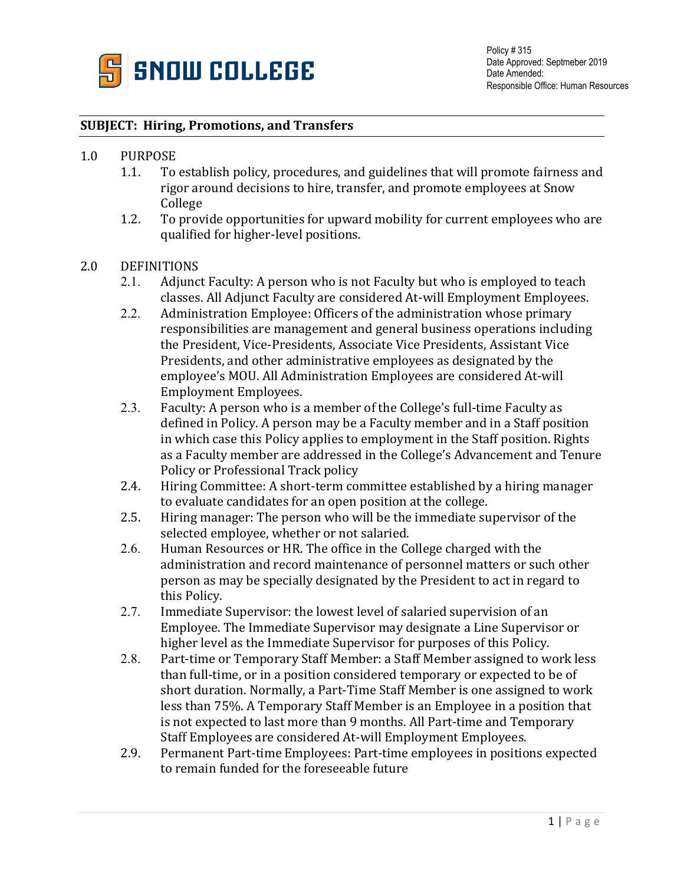SNOW COLLEGE

Policy # 315
Date Approved: Septmeber 2019
Date Amended:
Responsible Office: Human Resources

**SUBJECT: Hiring, Promotions, and Transfers**

1.0 PURPOSE

1.1. To establish policy, procedures, and guidelines that will promote fairness and rigor around decisions to hire, transfer, and promote employees at Snow College

1.2. To provide opportunities for upward mobility for current employees who are qualified for higher-level positions.

2.0 DEFINITIONS

2.1. Adjunct Faculty: A person who is not Faculty but who is employed to teach classes. All Adjunct Faculty are considered At-will Employment Employees.

2.2. Administration Employee: Officers of the administration whose primary responsibilities are management and general business operations including the President, Vice-Presidents, Associate Vice Presidents, Assistant Vice Presidents, and other administrative employees as designated by the employee's MOU. All Administration Employees are considered At-will Employment Employees.

2.3. Faculty: A person who is a member of the College's full-time Faculty as defined in Policy. A person may be a Faculty member and in a Staff position in which case this Policy applies to employment in the Staff position. Rights as a Faculty member are addressed in the College's Advancement and Tenure Policy or Professional Track policy

2.4. Hiring Committee: A short-term committee established by a hiring manager to evaluate candidates for an open position at the college.

2.5. Hiring manager: The person who will be the immediate supervisor of the selected employee, whether or not salaried.

2.6. Human Resources or HR. The office in the College charged with the administration and record maintenance of personnel matters or such other person as may be specially designated by the President to act in regard to this Policy.

2.7. Immediate Supervisor: the lowest level of salaried supervision of an Employee. The Immediate Supervisor may designate a Line Supervisor or higher level as the Immediate Supervisor for purposes of this Policy.

2.8. Part-time or Temporary Staff Member: a Staff Member assigned to work less than full-time, or in a position considered temporary or expected to be of short duration. Normally, a Part-Time Staff Member is one assigned to work less than 75%. A Temporary Staff Member is an Employee in a position that is not expected to last more than 9 months. All Part-time and Temporary Staff Employees are considered At-will Employment Employees.

2.9. Permanent Part-time Employees: Part-time employees in positions expected to remain funded for the foreseeable future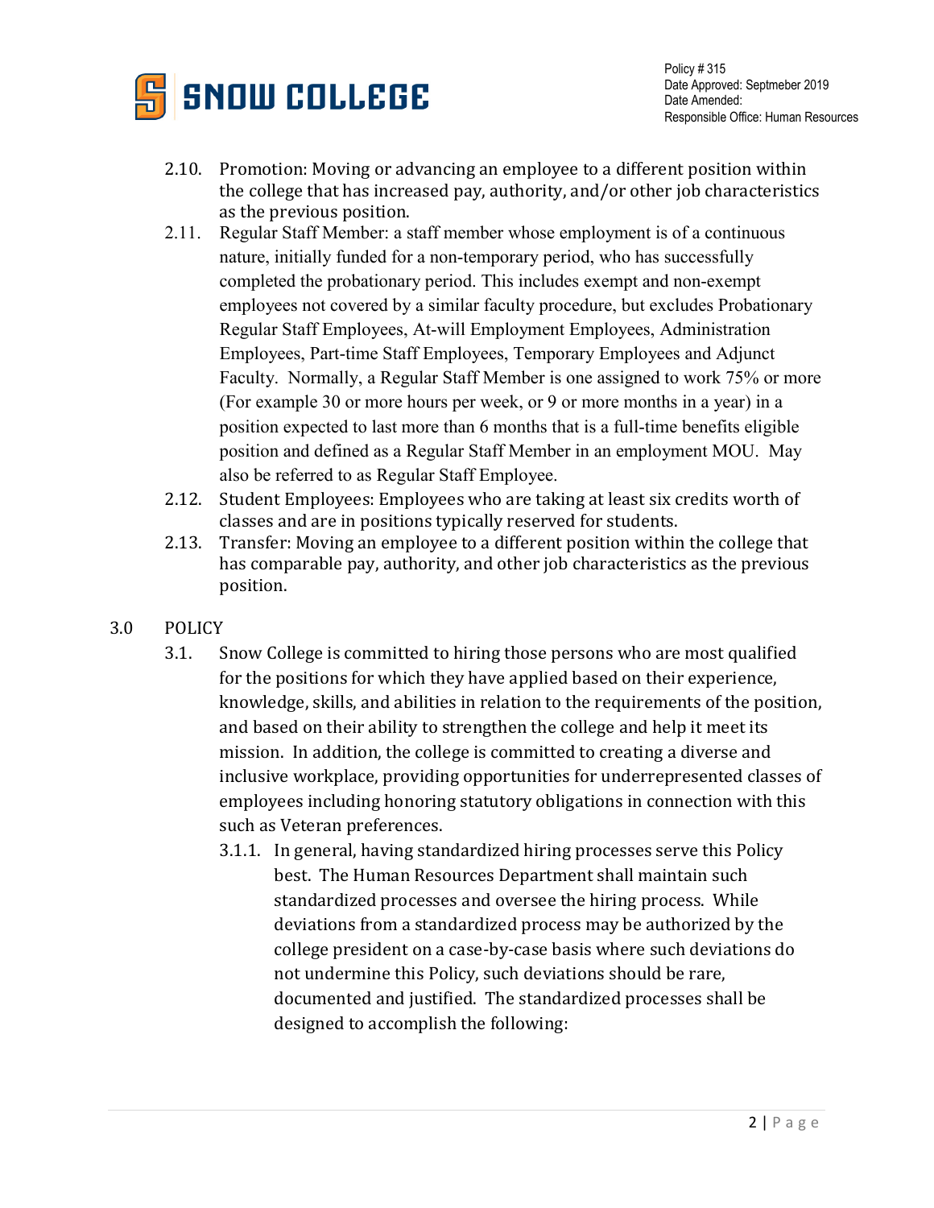2.10. Promotion: Moving or advancing an employee to a different position within the college that has increased pay, authority, and/or other job characteristics as the previous position.

2.11. Regular Staff Member: a staff member whose employment is of a continuous nature, initially funded for a non-temporary period, who has successfully completed the probationary period. This includes exempt and non-exempt employees not covered by a similar faculty procedure, but excludes Probationary Regular Staff Employees, At-will Employment Employees, Administration Employees, Part-time Staff Employees, Temporary Employees and Adjunct Faculty. Normally, a Regular Staff Member is one assigned to work 75% or more (For example 30 or more hours per week, or 9 or more months in a year) in a position expected to last more than 6 months that is a full-time benefits eligible position and defined as a Regular Staff Member in an employment MOU. May also be referred to as Regular Staff Employee.

2.12. Student Employees: Employees who are taking at least six credits worth of classes and are in positions typically reserved for students.

2.13. Transfer: Moving an employee to a different position within the college that has comparable pay, authority, and other job characteristics as the previous position.

## 3.0 POLICY

3.1. Snow College is committed to hiring those persons who are most qualified for the positions for which they have applied based on their experience, knowledge, skills, and abilities in relation to the requirements of the position, and based on their ability to strengthen the college and help it meet its mission. In addition, the college is committed to creating a diverse and inclusive workplace, providing opportunities for underrepresented classes of employees including honoring statutory obligations in connection with this such as Veteran preferences.

3.1.1. In general, having standardized hiring processes serve this Policy best. The Human Resources Department shall maintain such standardized processes and oversee the hiring process. While deviations from a standardized process may be authorized by the college president on a case-by-case basis where such deviations do not undermine this Policy, such deviations should be rare, documented and justified. The standardized processes shall be designed to accomplish the following: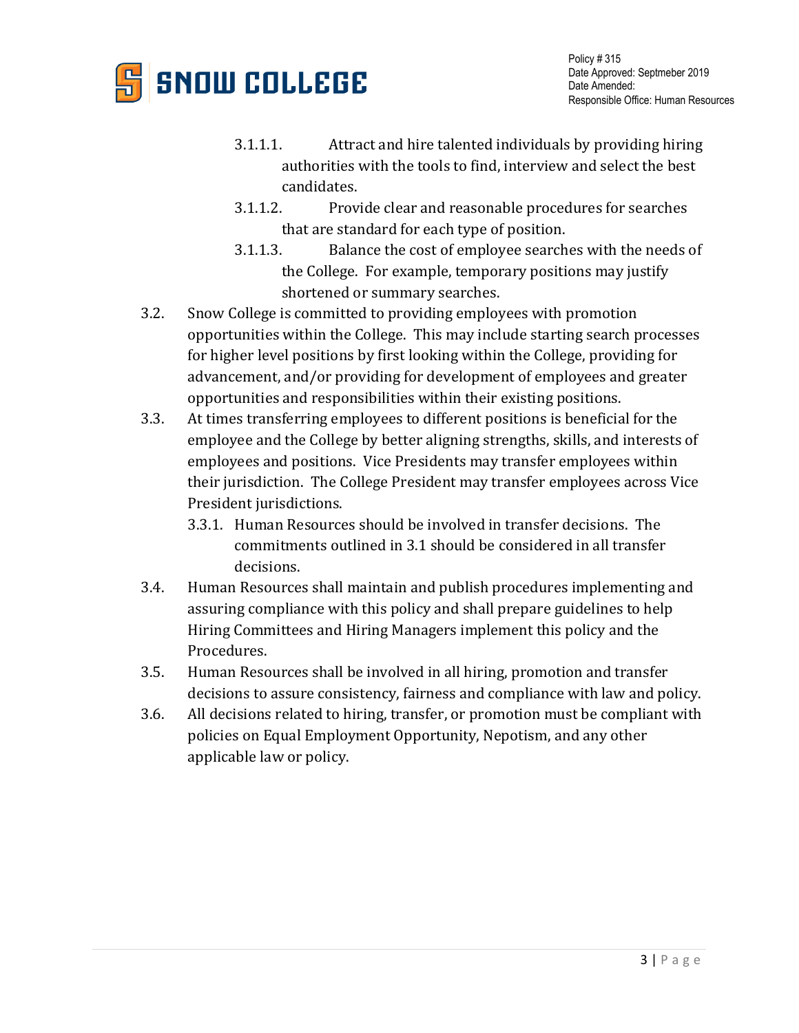3.1.1.1. Attract and hire talented individuals by providing hiring authorities with the tools to find, interview and select the best candidates.

3.1.1.2. Provide clear and reasonable procedures for searches that are standard for each type of position.

3.1.1.3. Balance the cost of employee searches with the needs of the College. For example, temporary positions may justify shortened or summary searches.

3.2. Snow College is committed to providing employees with promotion opportunities within the College. This may include starting search processes for higher level positions by first looking within the College, providing for advancement, and/or providing for development of employees and greater opportunities and responsibilities within their existing positions.

3.3. At times transferring employees to different positions is beneficial for the employee and the College by better aligning strengths, skills, and interests of employees and positions. Vice Presidents may transfer employees within their jurisdiction. The College President may transfer employees across Vice President jurisdictions.

3.3.1. Human Resources should be involved in transfer decisions. The commitments outlined in 3.1 should be considered in all transfer decisions.

3.4. Human Resources shall maintain and publish procedures implementing and assuring compliance with this policy and shall prepare guidelines to help Hiring Committees and Hiring Managers implement this policy and the Procedures.

3.5. Human Resources shall be involved in all hiring, promotion and transfer decisions to assure consistency, fairness and compliance with law and policy.

3.6. All decisions related to hiring, transfer, or promotion must be compliant with policies on Equal Employment Opportunity, Nepotism, and any other applicable law or policy.